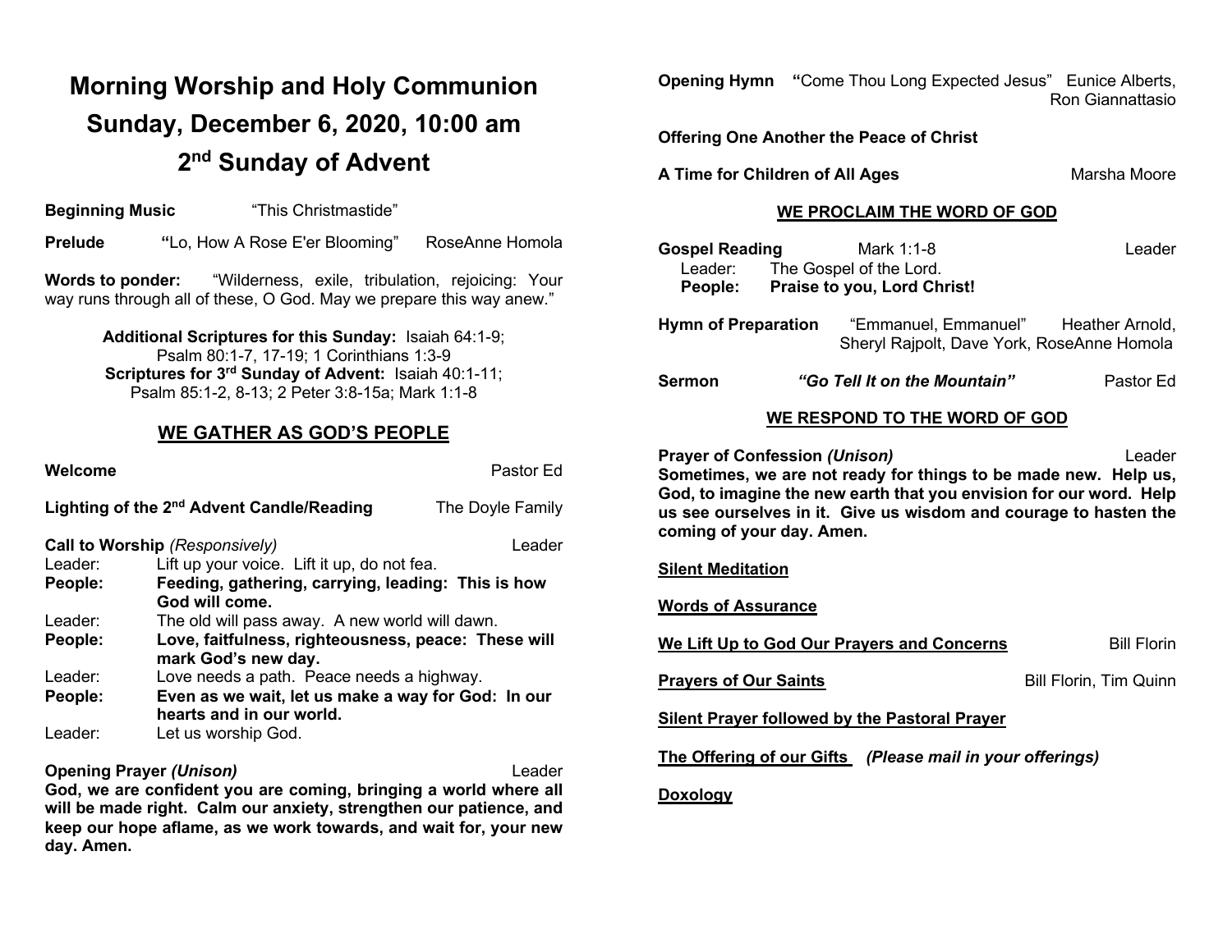# Morning Worship and Holy Communion
# Sunday, December 6, 2020, 10:00 am
# 2nd Sunday of Advent

**Beginning Music** "This Christmastide"

**Prelude** **"**Lo, How A Rose E'er Blooming" RoseAnne Homola

**Words to ponder:** "Wilderness, exile, tribulation, rejoicing: Your way runs through all of these, O God. May we prepare this way anew."

**Additional Scriptures for this Sunday:** Isaiah 64:1-9; Psalm 80:1-7, 17-19; 1 Corinthians 1:3-9
**Scriptures for 3rd Sunday of Advent:** Isaiah 40:1-11; Psalm 85:1-2, 8-13; 2 Peter 3:8-15a; Mark 1:1-8

## WE GATHER AS GOD'S PEOPLE

**Welcome** Pastor Ed

**Lighting of the 2nd Advent Candle/Reading** The Doyle Family

**Call to Worship** *(Responsively)* Leader

Leader: Lift up your voice. Lift it up, do not fea.
**People: Feeding, gathering, carrying, leading: This is how God will come.**
Leader: The old will pass away. A new world will dawn.
**People: Love, faitfulness, righteousness, peace: These will mark God's new day.**
Leader: Love needs a path. Peace needs a highway.
**People: Even as we wait, let us make a way for God: In our hearts and in our world.**
Leader: Let us worship God.

**Opening Prayer** *(Unison)* Leader
**God, we are confident you are coming, bringing a world where all will be made right. Calm our anxiety, strengthen our patience, and keep our hope aflame, as we work towards, and wait for, your new day. Amen.**

**Opening Hymn** **"**Come Thou Long Expected Jesus" Eunice Alberts, Ron Giannattasio

**Offering One Another the Peace of Christ**

**A Time for Children of All Ages** Marsha Moore

## WE PROCLAIM THE WORD OF GOD

**Gospel Reading** Mark 1:1-8 Leader
Leader: The Gospel of the Lord.
**People: Praise to you, Lord Christ!**

**Hymn of Preparation** "Emmanuel, Emmanuel" Heather Arnold, Sheryl Rajpolt, Dave York, RoseAnne Homola

**Sermon** ***"Go Tell It on the Mountain"*** Pastor Ed

## WE RESPOND TO THE WORD OF GOD

**Prayer of Confession** ***(Unison)*** Leader
**Sometimes, we are not ready for things to be made new. Help us, God, to imagine the new earth that you envision for our word. Help us see ourselves in it. Give us wisdom and courage to hasten the coming of your day. Amen.**

**Silent Meditation**

**Words of Assurance**

**We Lift Up to God Our Prayers and Concerns** Bill Florin

**Prayers of Our Saints** Bill Florin, Tim Quinn

**Silent Prayer followed by the Pastoral Prayer**

**The Offering of our Gifts** ***(Please mail in your offerings)***

**Doxology**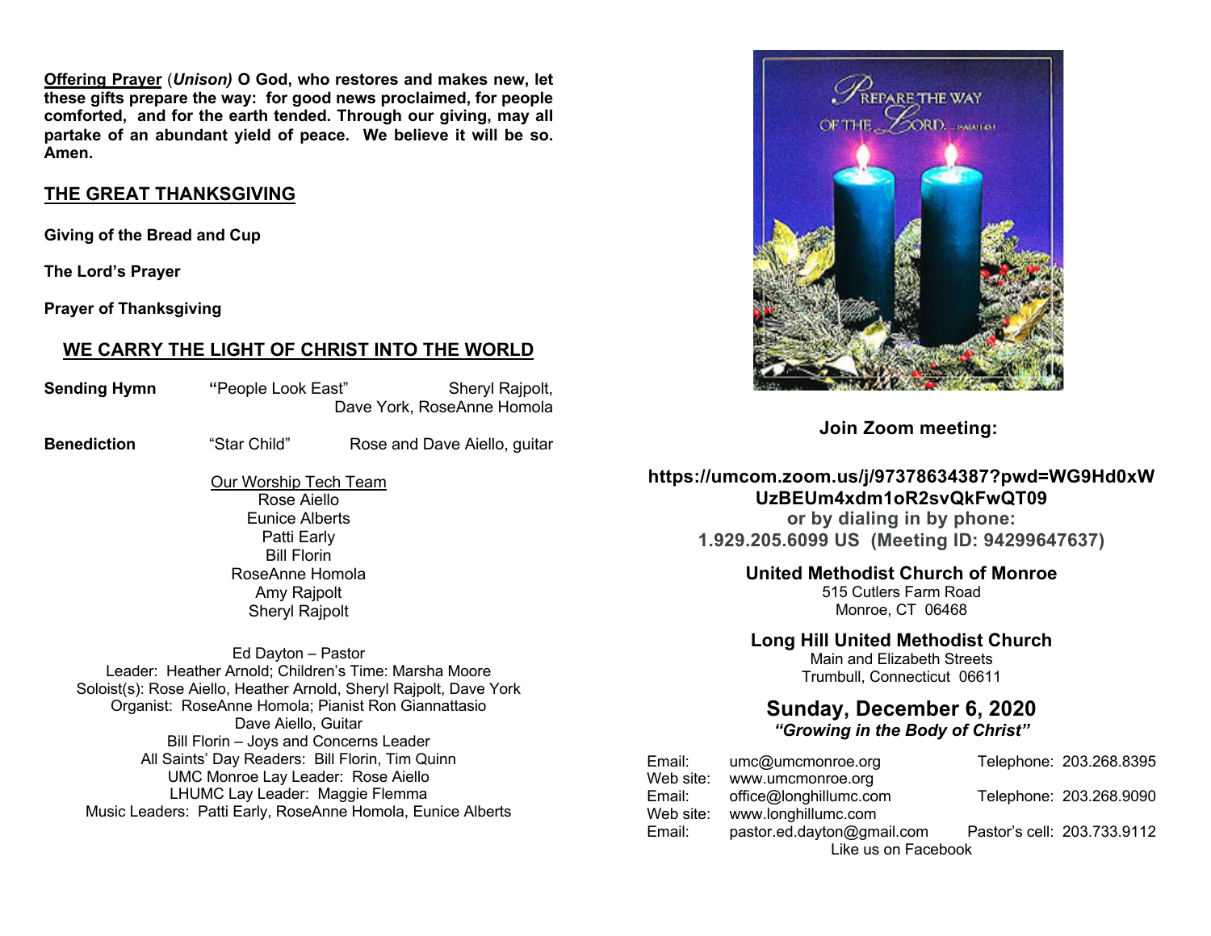**Offering Prayer** (***Unison)*** **O God, who restores and makes new, let these gifts prepare the way: for good news proclaimed, for people comforted, and for the earth tended. Through our giving, may all partake of an abundant yield of peace. We believe it will be so. Amen.**

## THE GREAT THANKSGIVING

**Giving of the Bread and Cup**

**The Lord's Prayer**

**Prayer of Thanksgiving**

## WE CARRY THE LIGHT OF CHRIST INTO THE WORLD

**Sending Hymn** "People Look East" Sheryl Rajpolt, Dave York, RoseAnne Homola

**Benediction** "Star Child" Rose and Dave Aiello, guitar

Our Worship Tech Team
Rose Aiello
Eunice Alberts
Patti Early
Bill Florin
RoseAnne Homola
Amy Rajpolt
Sheryl Rajpolt

Ed Dayton – Pastor
Leader: Heather Arnold; Children's Time: Marsha Moore
Soloist(s): Rose Aiello, Heather Arnold, Sheryl Rajpolt, Dave York
Organist: RoseAnne Homola; Pianist Ron Giannattasio
Dave Aiello, Guitar
Bill Florin – Joys and Concerns Leader
All Saints' Day Readers: Bill Florin, Tim Quinn
UMC Monroe Lay Leader: Rose Aiello
LHUMC Lay Leader: Maggie Flemma
Music Leaders: Patti Early, RoseAnne Homola, Eunice Alberts

PREPARE THE WAY OF THE LORD. – ISAIAH 40:3

**Join Zoom meeting:**

**https://umcom.zoom.us/j/97378634387?pwd=WG9Hd0xWUzBEUm4xdm1oR2svQkFwQT09**
**or by dialing in by phone:**
**1.929.205.6099 US (Meeting ID: 94299647637)**

**United Methodist Church of Monroe**
515 Cutlers Farm Road
Monroe, CT 06468

**Long Hill United Methodist Church**
Main and Elizabeth Streets
Trumbull, Connecticut 06611

## Sunday, December 6, 2020
***"Growing in the Body of Christ"***

| | | |
|---|---|---|
| Email: | umc@umcmonroe.org | Telephone: 203.268.8395 |
| Web site: | www.umcmonroe.org | |
| Email: | office@longhillumc.com | Telephone: 203.268.9090 |
| Web site: | www.longhillumc.com | |
| Email: | pastor.ed.dayton@gmail.com | Pastor's cell: 203.733.9112 |

Like us on Facebook